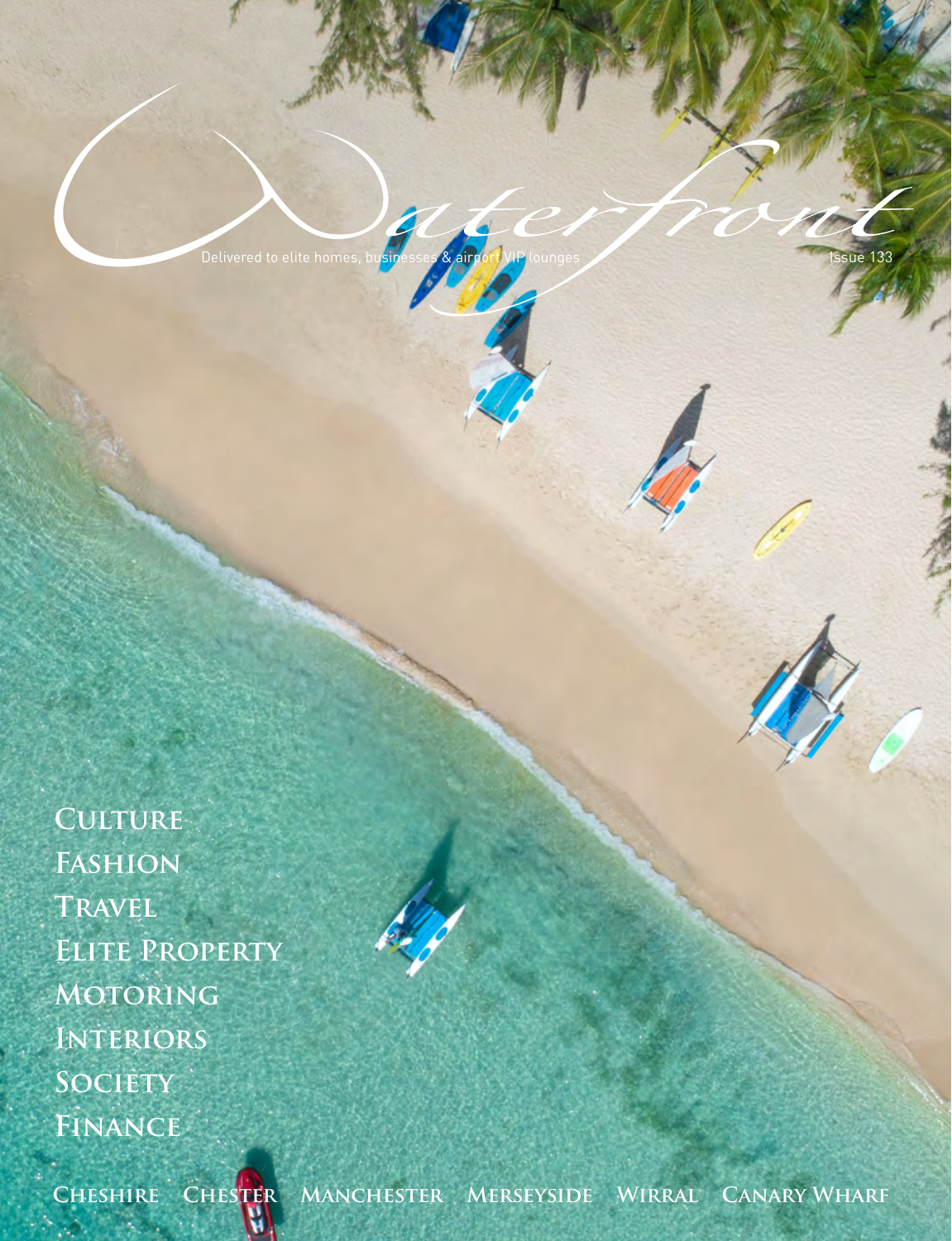# Waterfront

Delivered to elite homes, businesses & airport VIP lounges

Issue 133

**Culture**
**Fashion**
**Travel**
**Elite Property**
**Motoring**
**Interiors**
**Society**
**Finance**

**Cheshire Chester Manchester Merseyside Wirral Canary Wharf**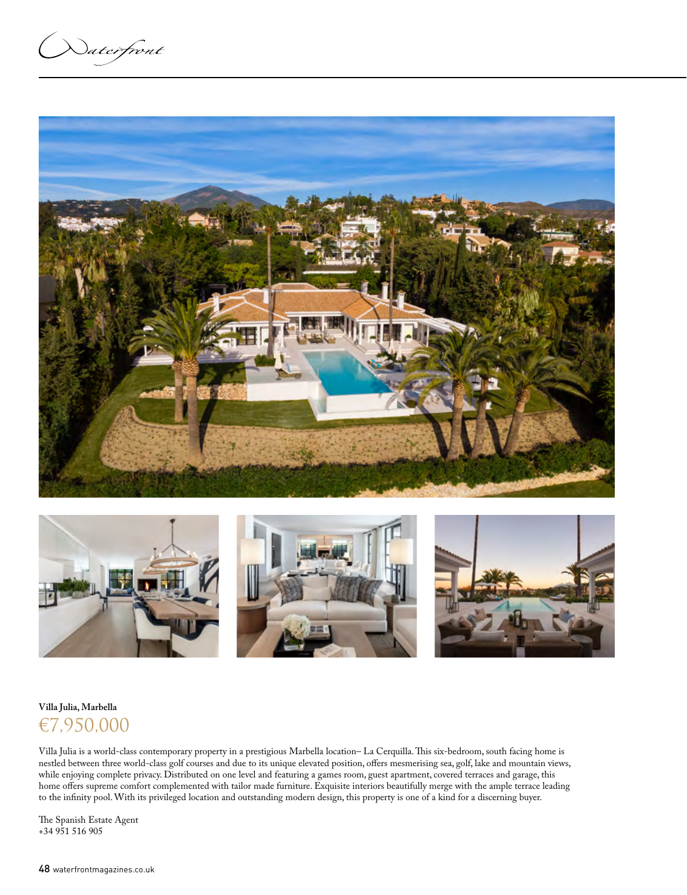**Villa Julia, Marbella**

€7,950,000

Villa Julia is a world-class contemporary property in a prestigious Marbella location– La Cerquilla. This six-bedroom, south facing home is nestled between three world-class golf courses and due to its unique elevated position, offers mesmerising sea, golf, lake and mountain views, while enjoying complete privacy. Distributed on one level and featuring a games room, guest apartment, covered terraces and garage, this home offers supreme comfort complemented with tailor made furniture. Exquisite interiors beautifully merge with the ample terrace leading to the infinity pool. With its privileged location and outstanding modern design, this property is one of a kind for a discerning buyer.

The Spanish Estate Agent
+34 951 516 905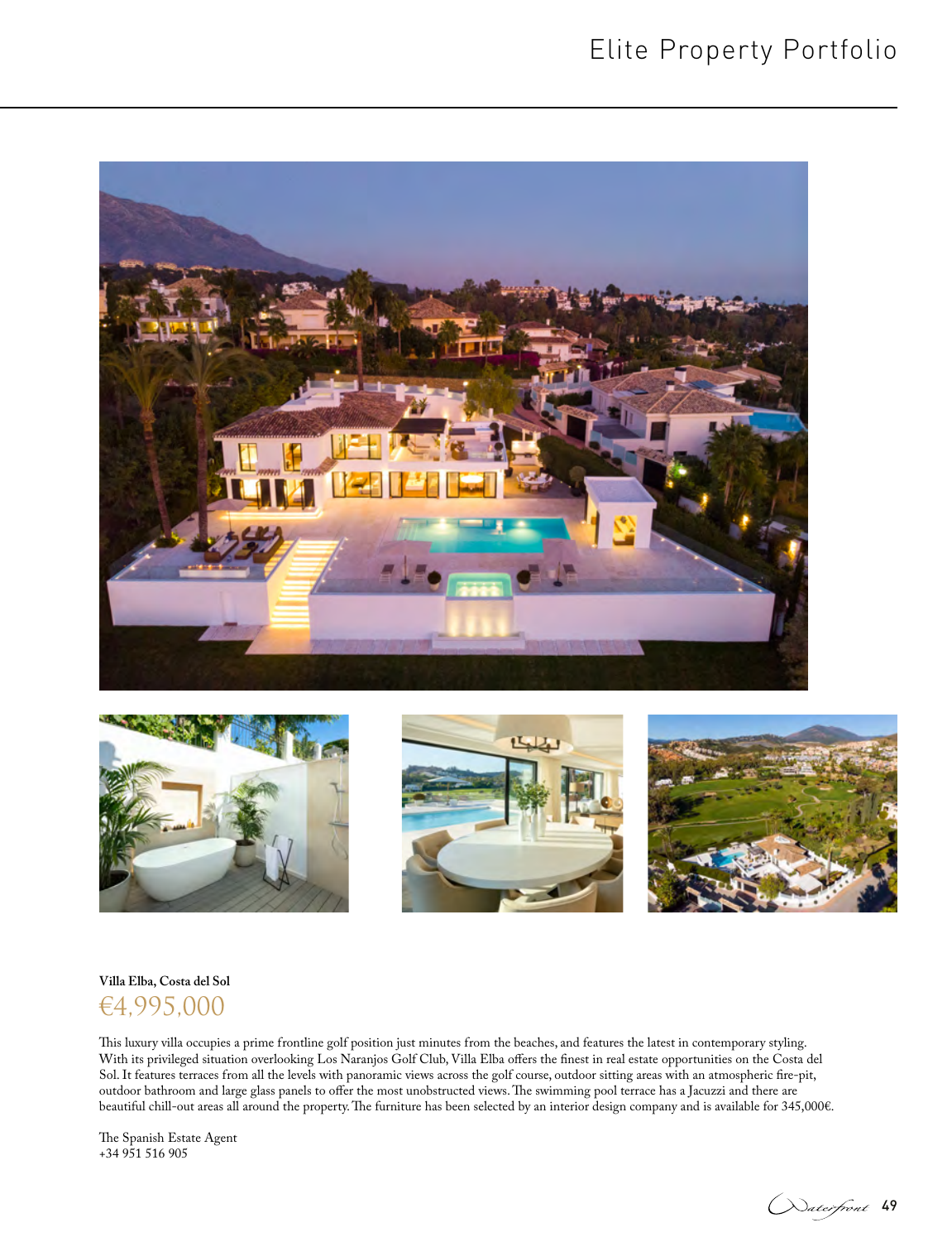**Villa Elba, Costa del Sol**

€4,995,000

This luxury villa occupies a prime frontline golf position just minutes from the beaches, and features the latest in contemporary styling. With its privileged situation overlooking Los Naranjos Golf Club, Villa Elba offers the finest in real estate opportunities on the Costa del Sol. It features terraces from all the levels with panoramic views across the golf course, outdoor sitting areas with an atmospheric fire-pit, outdoor bathroom and large glass panels to offer the most unobstructed views. The swimming pool terrace has a Jacuzzi and there are beautiful chill-out areas all around the property. The furniture has been selected by an interior design company and is available for 345,000€.

The Spanish Estate Agent
+34 951 516 905